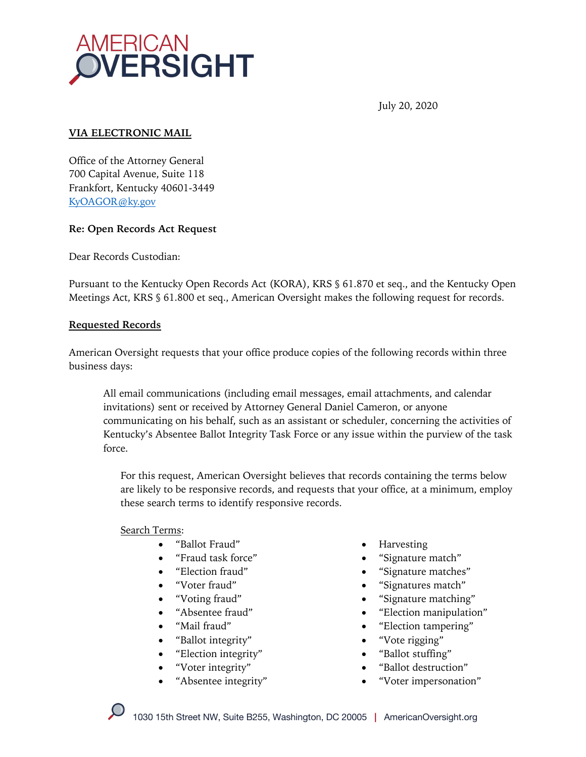AMERICAN OVERSIGHT

July 20, 2020

**VIA ELECTRONIC MAIL**

Office of the Attorney General
700 Capital Avenue, Suite 118
Frankfort, Kentucky 40601-3449
KyOAGOR@ky.gov

**Re: Open Records Act Request**

Dear Records Custodian:

Pursuant to the Kentucky Open Records Act (KORA), KRS § 61.870 et seq., and the Kentucky Open Meetings Act, KRS § 61.800 et seq., American Oversight makes the following request for records.

**Requested Records**

American Oversight requests that your office produce copies of the following records within three business days:

> All email communications (including email messages, email attachments, and calendar invitations) sent or received by Attorney General Daniel Cameron, or anyone communicating on his behalf, such as an assistant or scheduler, concerning the activities of Kentucky's Absentee Ballot Integrity Task Force or any issue within the purview of the task force.
>
> For this request, American Oversight believes that records containing the terms below are likely to be responsive records, and requests that your office, at a minimum, employ these search terms to identify responsive records.
>
> Search Terms:
>
> - "Ballot Fraud"
> - "Fraud task force"
> - "Election fraud"
> - "Voter fraud"
> - "Voting fraud"
> - "Absentee fraud"
> - "Mail fraud"
> - "Ballot integrity"
> - "Election integrity"
> - "Voter integrity"
> - "Absentee integrity"
> - Harvesting
> - "Signature match"
> - "Signature matches"
> - "Signatures match"
> - "Signature matching"
> - "Election manipulation"
> - "Election tampering"
> - "Vote rigging"
> - "Ballot stuffing"
> - "Ballot destruction"
> - "Voter impersonation"

1030 15th Street NW, Suite B255, Washington, DC 20005 | AmericanOversight.org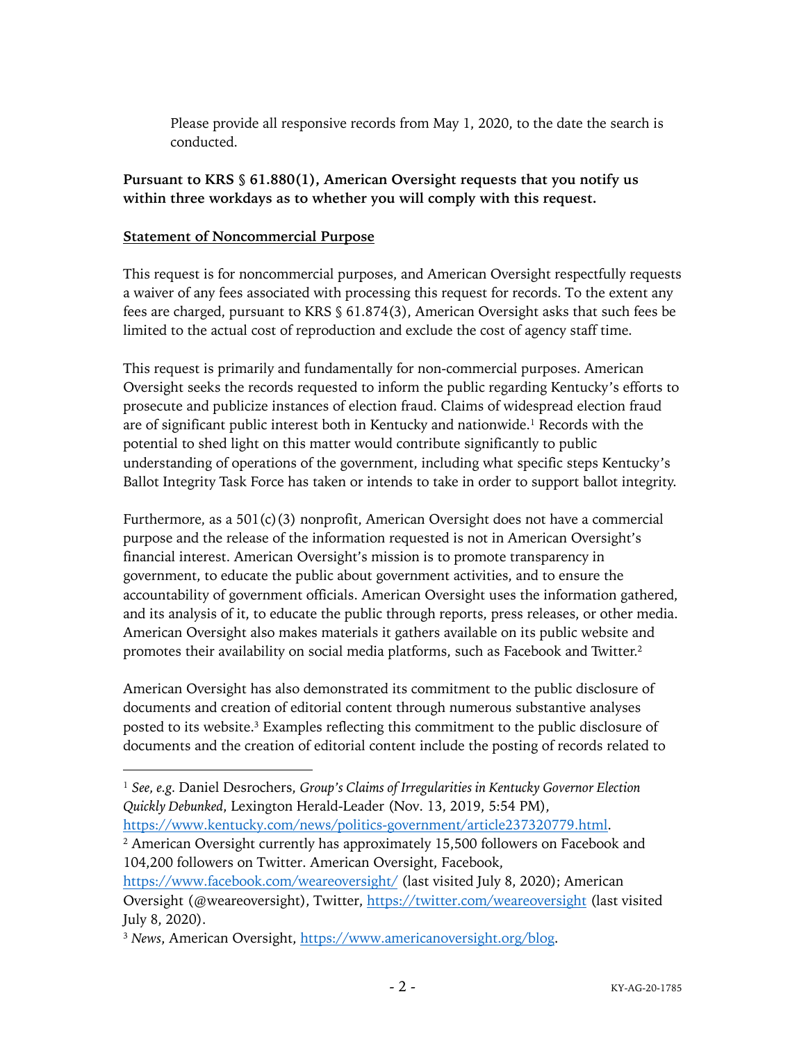Please provide all responsive records from May 1, 2020, to the date the search is conducted.

**Pursuant to KRS § 61.880(1), American Oversight requests that you notify us within three workdays as to whether you will comply with this request.**

**Statement of Noncommercial Purpose**

This request is for noncommercial purposes, and American Oversight respectfully requests a waiver of any fees associated with processing this request for records. To the extent any fees are charged, pursuant to KRS § 61.874(3), American Oversight asks that such fees be limited to the actual cost of reproduction and exclude the cost of agency staff time.

This request is primarily and fundamentally for non-commercial purposes. American Oversight seeks the records requested to inform the public regarding Kentucky's efforts to prosecute and publicize instances of election fraud. Claims of widespread election fraud are of significant public interest both in Kentucky and nationwide.[1] Records with the potential to shed light on this matter would contribute significantly to public understanding of operations of the government, including what specific steps Kentucky's Ballot Integrity Task Force has taken or intends to take in order to support ballot integrity.

Furthermore, as a 501(c)(3) nonprofit, American Oversight does not have a commercial purpose and the release of the information requested is not in American Oversight's financial interest. American Oversight's mission is to promote transparency in government, to educate the public about government activities, and to ensure the accountability of government officials. American Oversight uses the information gathered, and its analysis of it, to educate the public through reports, press releases, or other media. American Oversight also makes materials it gathers available on its public website and promotes their availability on social media platforms, such as Facebook and Twitter.[2]

American Oversight has also demonstrated its commitment to the public disclosure of documents and creation of editorial content through numerous substantive analyses posted to its website.[3] Examples reflecting this commitment to the public disclosure of documents and the creation of editorial content include the posting of records related to

---

[1] *See, e.g*. Daniel Desrochers, *Group's Claims of Irregularities in Kentucky Governor Election Quickly Debunked*, Lexington Herald-Leader (Nov. 13, 2019, 5:54 PM), https://www.kentucky.com/news/politics-government/article237320779.html.

[2] American Oversight currently has approximately 15,500 followers on Facebook and 104,200 followers on Twitter. American Oversight, Facebook, https://www.facebook.com/weareoversight/ (last visited July 8, 2020); American Oversight (@weareoversight), Twitter, https://twitter.com/weareoversight (last visited July 8, 2020).

[3] *News*, American Oversight, https://www.americanoversight.org/blog.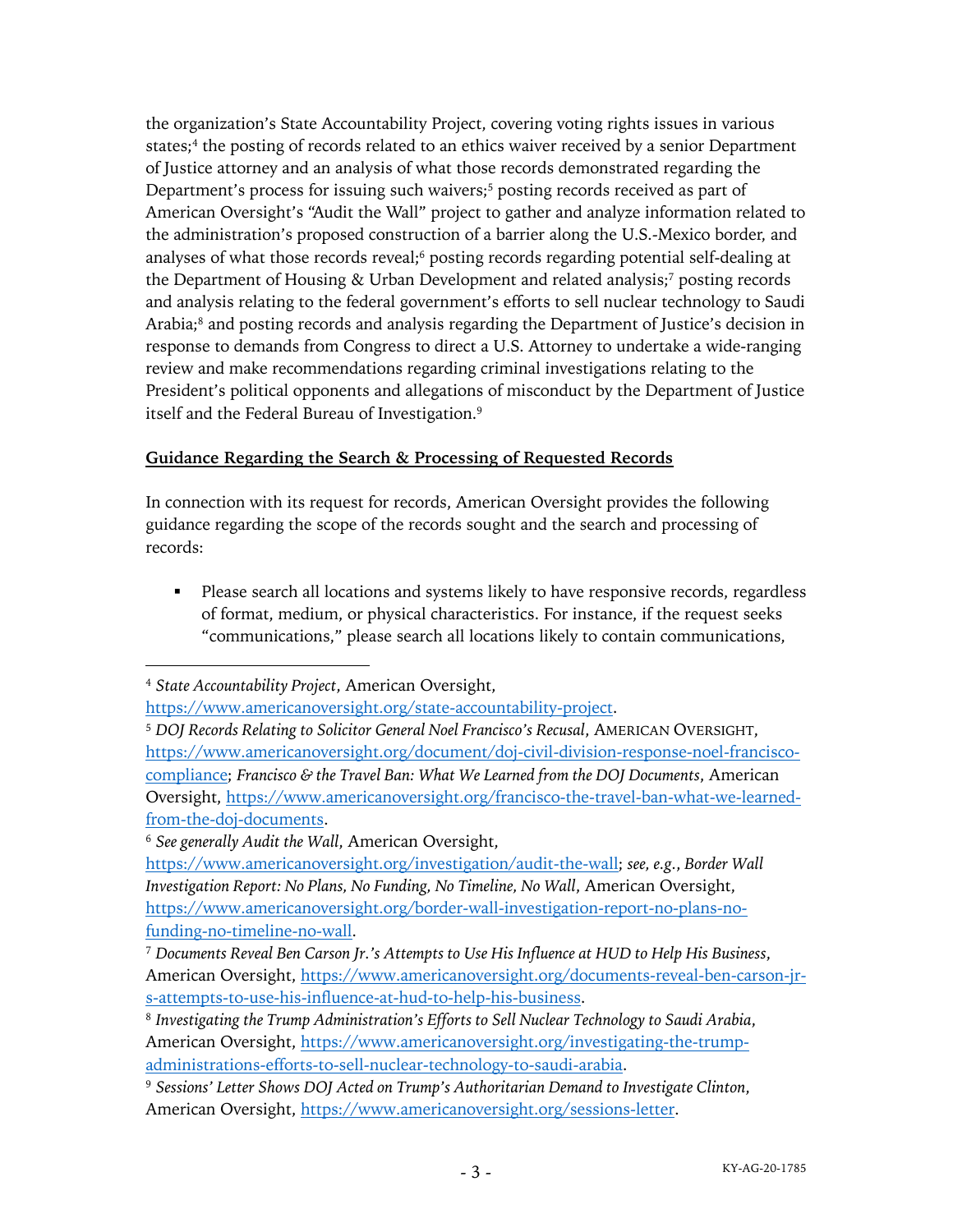the organization's State Accountability Project, covering voting rights issues in various states;[4] the posting of records related to an ethics waiver received by a senior Department of Justice attorney and an analysis of what those records demonstrated regarding the Department's process for issuing such waivers;[5] posting records received as part of American Oversight's "Audit the Wall" project to gather and analyze information related to the administration's proposed construction of a barrier along the U.S.-Mexico border, and analyses of what those records reveal;[6] posting records regarding potential self-dealing at the Department of Housing & Urban Development and related analysis;[7] posting records and analysis relating to the federal government's efforts to sell nuclear technology to Saudi Arabia;[8] and posting records and analysis regarding the Department of Justice's decision in response to demands from Congress to direct a U.S. Attorney to undertake a wide-ranging review and make recommendations regarding criminal investigations relating to the President's political opponents and allegations of misconduct by the Department of Justice itself and the Federal Bureau of Investigation.[9]

**Guidance Regarding the Search & Processing of Requested Records**

In connection with its request for records, American Oversight provides the following guidance regarding the scope of the records sought and the search and processing of records:

- Please search all locations and systems likely to have responsive records, regardless of format, medium, or physical characteristics. For instance, if the request seeks "communications," please search all locations likely to contain communications,

---

[4] *State Accountability Project*, American Oversight, https://www.americanoversight.org/state-accountability-project.

[5] *DOJ Records Relating to Solicitor General Noel Francisco's Recusal*, AMERICAN OVERSIGHT, https://www.americanoversight.org/document/doj-civil-division-response-noel-francisco-compliance; *Francisco & the Travel Ban: What We Learned from the DOJ Documents*, American Oversight, https://www.americanoversight.org/francisco-the-travel-ban-what-we-learned-from-the-doj-documents.

[6] *See generally Audit the Wall*, American Oversight, https://www.americanoversight.org/investigation/audit-the-wall; *see, e.g.*, *Border Wall Investigation Report: No Plans, No Funding, No Timeline, No Wall*, American Oversight, https://www.americanoversight.org/border-wall-investigation-report-no-plans-no-funding-no-timeline-no-wall.

[7] *Documents Reveal Ben Carson Jr.'s Attempts to Use His Influence at HUD to Help His Business*, American Oversight, https://www.americanoversight.org/documents-reveal-ben-carson-jr-s-attempts-to-use-his-influence-at-hud-to-help-his-business.

[8] *Investigating the Trump Administration's Efforts to Sell Nuclear Technology to Saudi Arabia*, American Oversight, https://www.americanoversight.org/investigating-the-trump-administrations-efforts-to-sell-nuclear-technology-to-saudi-arabia.

[9] *Sessions' Letter Shows DOJ Acted on Trump's Authoritarian Demand to Investigate Clinton*, American Oversight, https://www.americanoversight.org/sessions-letter.

KY-AG-20-1785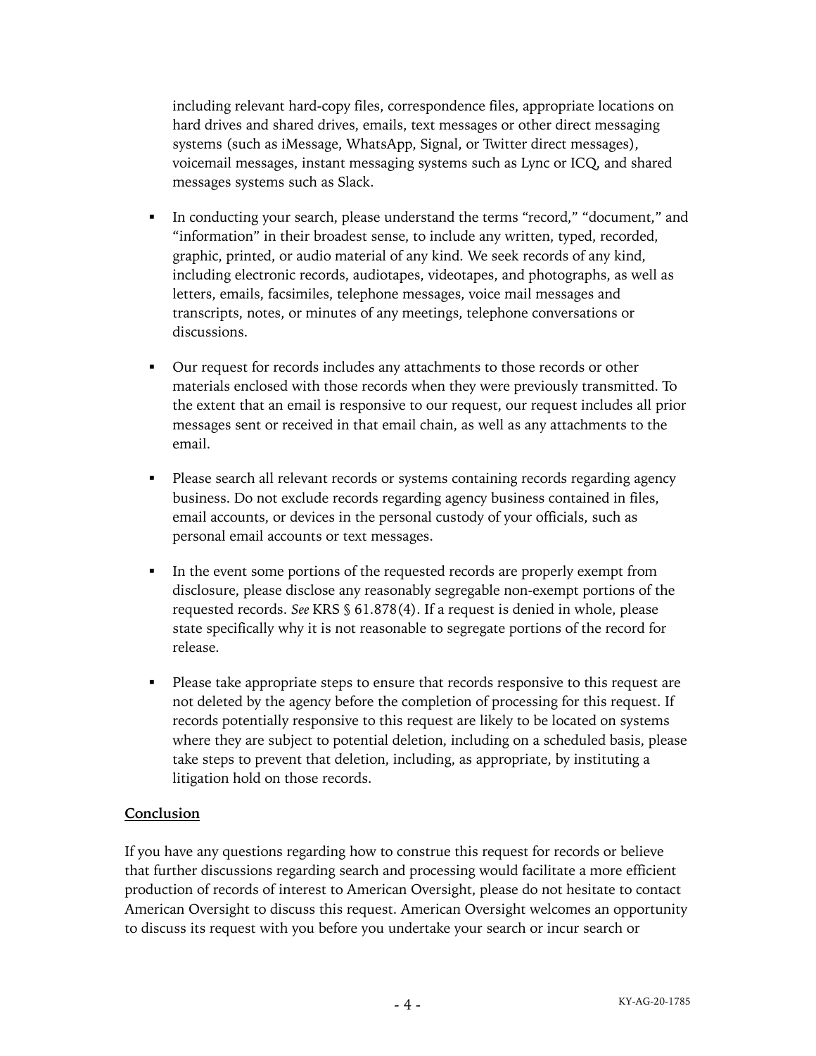including relevant hard-copy files, correspondence files, appropriate locations on hard drives and shared drives, emails, text messages or other direct messaging systems (such as iMessage, WhatsApp, Signal, or Twitter direct messages), voicemail messages, instant messaging systems such as Lync or ICQ, and shared messages systems such as Slack.

- In conducting your search, please understand the terms "record," "document," and "information" in their broadest sense, to include any written, typed, recorded, graphic, printed, or audio material of any kind. We seek records of any kind, including electronic records, audiotapes, videotapes, and photographs, as well as letters, emails, facsimiles, telephone messages, voice mail messages and transcripts, notes, or minutes of any meetings, telephone conversations or discussions.

- Our request for records includes any attachments to those records or other materials enclosed with those records when they were previously transmitted. To the extent that an email is responsive to our request, our request includes all prior messages sent or received in that email chain, as well as any attachments to the email.

- Please search all relevant records or systems containing records regarding agency business. Do not exclude records regarding agency business contained in files, email accounts, or devices in the personal custody of your officials, such as personal email accounts or text messages.

- In the event some portions of the requested records are properly exempt from disclosure, please disclose any reasonably segregable non-exempt portions of the requested records. *See* KRS § 61.878(4). If a request is denied in whole, please state specifically why it is not reasonable to segregate portions of the record for release.

- Please take appropriate steps to ensure that records responsive to this request are not deleted by the agency before the completion of processing for this request. If records potentially responsive to this request are likely to be located on systems where they are subject to potential deletion, including on a scheduled basis, please take steps to prevent that deletion, including, as appropriate, by instituting a litigation hold on those records.

**Conclusion**

If you have any questions regarding how to construe this request for records or believe that further discussions regarding search and processing would facilitate a more efficient production of records of interest to American Oversight, please do not hesitate to contact American Oversight to discuss this request. American Oversight welcomes an opportunity to discuss its request with you before you undertake your search or incur search or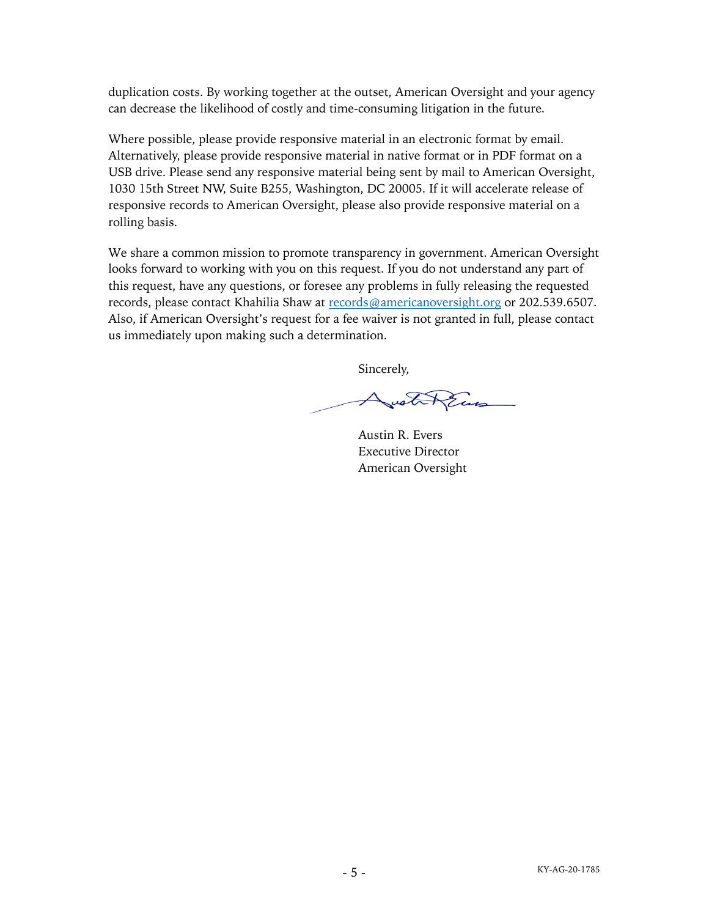duplication costs. By working together at the outset, American Oversight and your agency can decrease the likelihood of costly and time-consuming litigation in the future.

Where possible, please provide responsive material in an electronic format by email. Alternatively, please provide responsive material in native format or in PDF format on a USB drive. Please send any responsive material being sent by mail to American Oversight, 1030 15th Street NW, Suite B255, Washington, DC 20005. If it will accelerate release of responsive records to American Oversight, please also provide responsive material on a rolling basis.

We share a common mission to promote transparency in government. American Oversight looks forward to working with you on this request. If you do not understand any part of this request, have any questions, or foresee any problems in fully releasing the requested records, please contact Khahilia Shaw at records@americanoversight.org or 202.539.6507. Also, if American Oversight's request for a fee waiver is not granted in full, please contact us immediately upon making such a determination.

Sincerely,

Austin R. Evers
Executive Director
American Oversight

KY-AG-20-1785